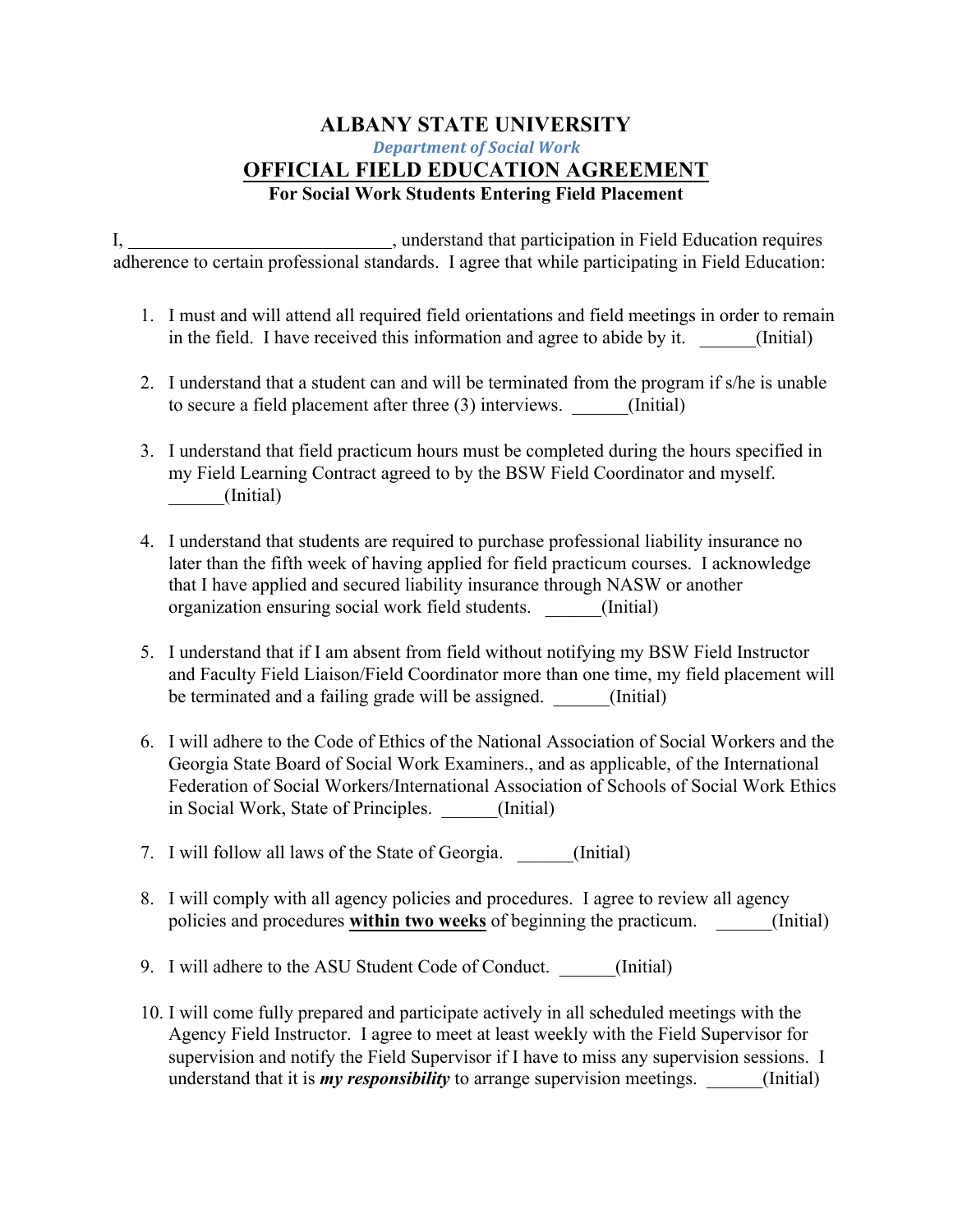# ALBANY STATE UNIVERSITY

*Department of Social Work*

## OFFICIAL FIELD EDUCATION AGREEMENT

**For Social Work Students Entering Field Placement**

I, ____________________________, understand that participation in Field Education requires adherence to certain professional standards. I agree that while participating in Field Education:

1. I must and will attend all required field orientations and field meetings in order to remain in the field. I have received this information and agree to abide by it. ______(Initial)

2. I understand that a student can and will be terminated from the program if s/he is unable to secure a field placement after three (3) interviews. ______(Initial)

3. I understand that field practicum hours must be completed during the hours specified in my Field Learning Contract agreed to by the BSW Field Coordinator and myself. ______(Initial)

4. I understand that students are required to purchase professional liability insurance no later than the fifth week of having applied for field practicum courses. I acknowledge that I have applied and secured liability insurance through NASW or another organization ensuring social work field students. ______(Initial)

5. I understand that if I am absent from field without notifying my BSW Field Instructor and Faculty Field Liaison/Field Coordinator more than one time, my field placement will be terminated and a failing grade will be assigned. ______(Initial)

6. I will adhere to the Code of Ethics of the National Association of Social Workers and the Georgia State Board of Social Work Examiners., and as applicable, of the International Federation of Social Workers/International Association of Schools of Social Work Ethics in Social Work, State of Principles. ______(Initial)

7. I will follow all laws of the State of Georgia. ______(Initial)

8. I will comply with all agency policies and procedures. I agree to review all agency policies and procedures **within two weeks** of beginning the practicum. ______(Initial)

9. I will adhere to the ASU Student Code of Conduct. ______(Initial)

10. I will come fully prepared and participate actively in all scheduled meetings with the Agency Field Instructor. I agree to meet at least weekly with the Field Supervisor for supervision and notify the Field Supervisor if I have to miss any supervision sessions. I understand that it is ***my responsibility*** to arrange supervision meetings. ______(Initial)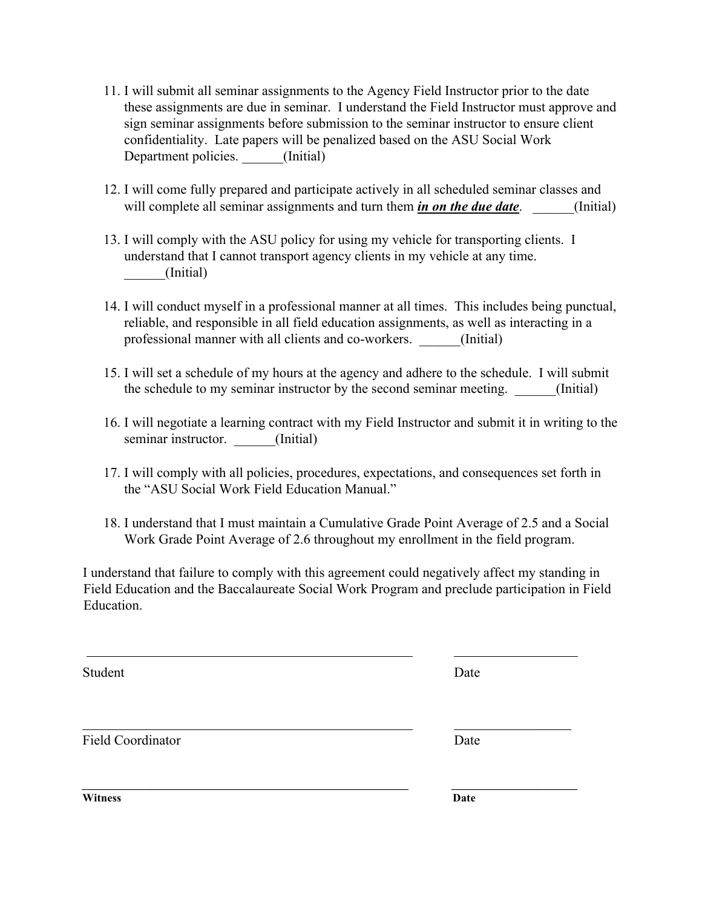11. I will submit all seminar assignments to the Agency Field Instructor prior to the date these assignments are due in seminar. I understand the Field Instructor must approve and sign seminar assignments before submission to the seminar instructor to ensure client confidentiality. Late papers will be penalized based on the ASU Social Work Department policies. ______(Initial)

12. I will come fully prepared and participate actively in all scheduled seminar classes and will complete all seminar assignments and turn them ***in on the due date***. ______(Initial)

13. I will comply with the ASU policy for using my vehicle for transporting clients. I understand that I cannot transport agency clients in my vehicle at any time. ______(Initial)

14. I will conduct myself in a professional manner at all times. This includes being punctual, reliable, and responsible in all field education assignments, as well as interacting in a professional manner with all clients and co-workers. ______(Initial)

15. I will set a schedule of my hours at the agency and adhere to the schedule. I will submit the schedule to my seminar instructor by the second seminar meeting. ______(Initial)

16. I will negotiate a learning contract with my Field Instructor and submit it in writing to the seminar instructor. ______(Initial)

17. I will comply with all policies, procedures, expectations, and consequences set forth in the "ASU Social Work Field Education Manual."

18. I understand that I must maintain a Cumulative Grade Point Average of 2.5 and a Social Work Grade Point Average of 2.6 throughout my enrollment in the field program.

I understand that failure to comply with this agreement could negatively affect my standing in Field Education and the Baccalaureate Social Work Program and preclude participation in Field Education.

______________________________________________ ________________

Student Date

______________________________________________ ________________

Field Coordinator Date

______________________________________________ ________________

**Witness** **Date**